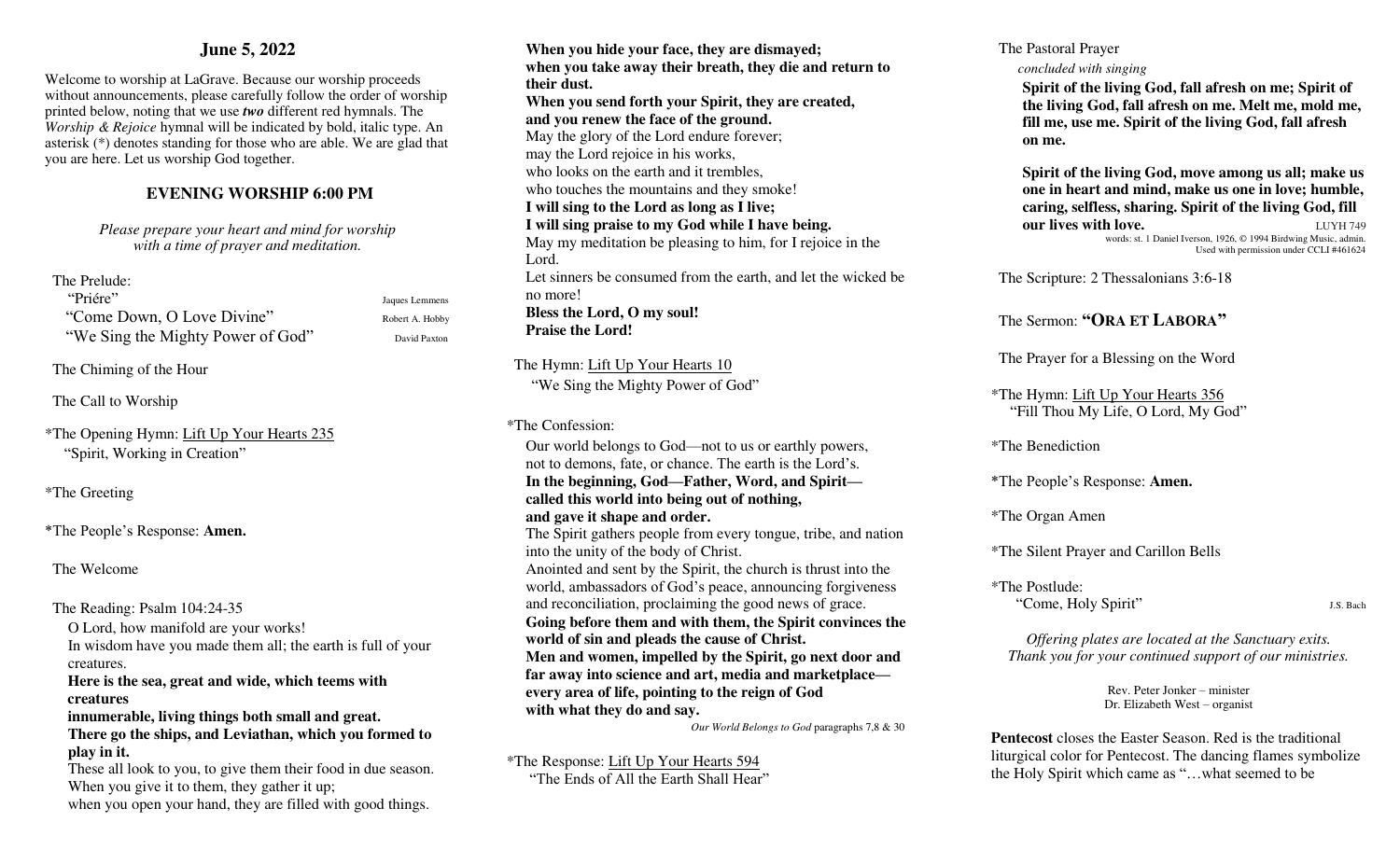## June 5, 2022

Welcome to worship at LaGrave. Because our worship proceeds without announcements, please carefully follow the order of worship printed below, noting that we use ***two*** different red hymnals. The *Worship & Rejoice* hymnal will be indicated by bold, italic type. An asterisk (*) denotes standing for those who are able. We are glad that you are here. Let us worship God together.

### EVENING WORSHIP 6:00 PM

*Please prepare your heart and mind for worship with a time of prayer and meditation.*

The Prelude:
"Priére" — Jaques Lemmens
"Come Down, O Love Divine" — Robert A. Hobby
"We Sing the Mighty Power of God" — David Paxton

The Chiming of the Hour

The Call to Worship

*The Opening Hymn: Lift Up Your Hearts 235
"Spirit, Working in Creation"

*The Greeting

*The People's Response: **Amen.**

The Welcome

The Reading: Psalm 104:24-35

O Lord, how manifold are your works!
In wisdom have you made them all; the earth is full of your creatures.
**Here is the sea, great and wide, which teems with creatures**
**innumerable, living things both small and great.**
**There go the ships, and Leviathan, which you formed to play in it.**
These all look to you, to give them their food in due season.
When you give it to them, they gather it up;
when you open your hand, they are filled with good things.
**When you hide your face, they are dismayed;**
**when you take away their breath, they die and return to their dust.**
**When you send forth your Spirit, they are created,**
**and you renew the face of the ground.**
May the glory of the Lord endure forever;
may the Lord rejoice in his works,
who looks on the earth and it trembles,
who touches the mountains and they smoke!
**I will sing to the Lord as long as I live;**
**I will sing praise to my God while I have being.**
May my meditation be pleasing to him, for I rejoice in the Lord.
Let sinners be consumed from the earth, and let the wicked be no more!
**Bless the Lord, O my soul!**
**Praise the Lord!**

The Hymn: Lift Up Your Hearts 10
"We Sing the Mighty Power of God"

*The Confession:

Our world belongs to God—not to us or earthly powers,
not to demons, fate, or chance. The earth is the Lord's.
**In the beginning, God—Father, Word, and Spirit—**
**called this world into being out of nothing,**
**and gave it shape and order.**
The Spirit gathers people from every tongue, tribe, and nation into the unity of the body of Christ.
Anointed and sent by the Spirit, the church is thrust into the world, ambassadors of God's peace, announcing forgiveness and reconciliation, proclaiming the good news of grace.
**Going before them and with them, the Spirit convinces the world of sin and pleads the cause of Christ.**
**Men and women, impelled by the Spirit, go next door and far away into science and art, media and marketplace—**
**every area of life, pointing to the reign of God**
**with what they do and say.**

*Our World Belongs to God* paragraphs 7,8 & 30

*The Response: Lift Up Your Hearts 594
"The Ends of All the Earth Shall Hear"

The Pastoral Prayer
*concluded with singing*

**Spirit of the living God, fall afresh on me; Spirit of the living God, fall afresh on me. Melt me, mold me, fill me, use me. Spirit of the living God, fall afresh on me.**

**Spirit of the living God, move among us all; make us one in heart and mind, make us one in love; humble, caring, selfless, sharing. Spirit of the living God, fill our lives with love.** LUYH 749

words: st. 1 Daniel Iverson, 1926, © 1994 Birdwing Music, admin. Used with permission under CCLI #461624

The Scripture: 2 Thessalonians 3:6-18

The Sermon: **"ORA ET LABORA"**

The Prayer for a Blessing on the Word

*The Hymn: Lift Up Your Hearts 356
"Fill Thou My Life, O Lord, My God"

*The Benediction

*The People's Response: **Amen.**

*The Organ Amen

*The Silent Prayer and Carillon Bells

*The Postlude:
"Come, Holy Spirit" — J.S. Bach

*Offering plates are located at the Sanctuary exits.*
*Thank you for your continued support of our ministries.*

Rev. Peter Jonker – minister
Dr. Elizabeth West – organist

**Pentecost** closes the Easter Season. Red is the traditional liturgical color for Pentecost. The dancing flames symbolize the Holy Spirit which came as "…what seemed to be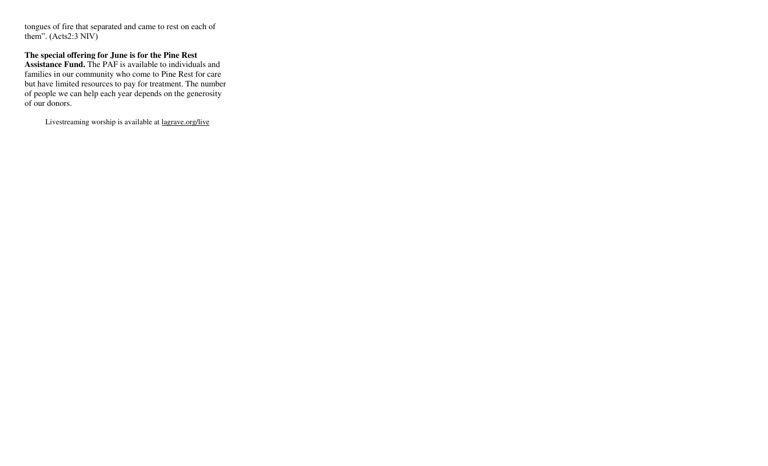tongues of fire that separated and came to rest on each of them". (Acts2:3 NIV)

**The special offering for June is for the Pine Rest Assistance Fund.** The PAF is available to individuals and families in our community who come to Pine Rest for care but have limited resources to pay for treatment. The number of people we can help each year depends on the generosity of our donors.

Livestreaming worship is available at lagrave.org/live